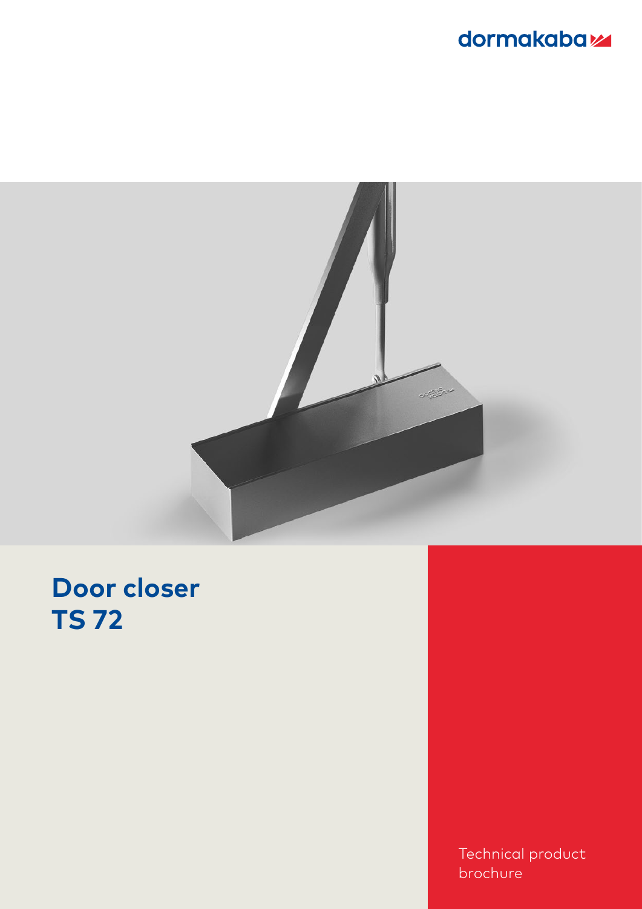dormakaba

# Door closer TS 72

Technical product brochure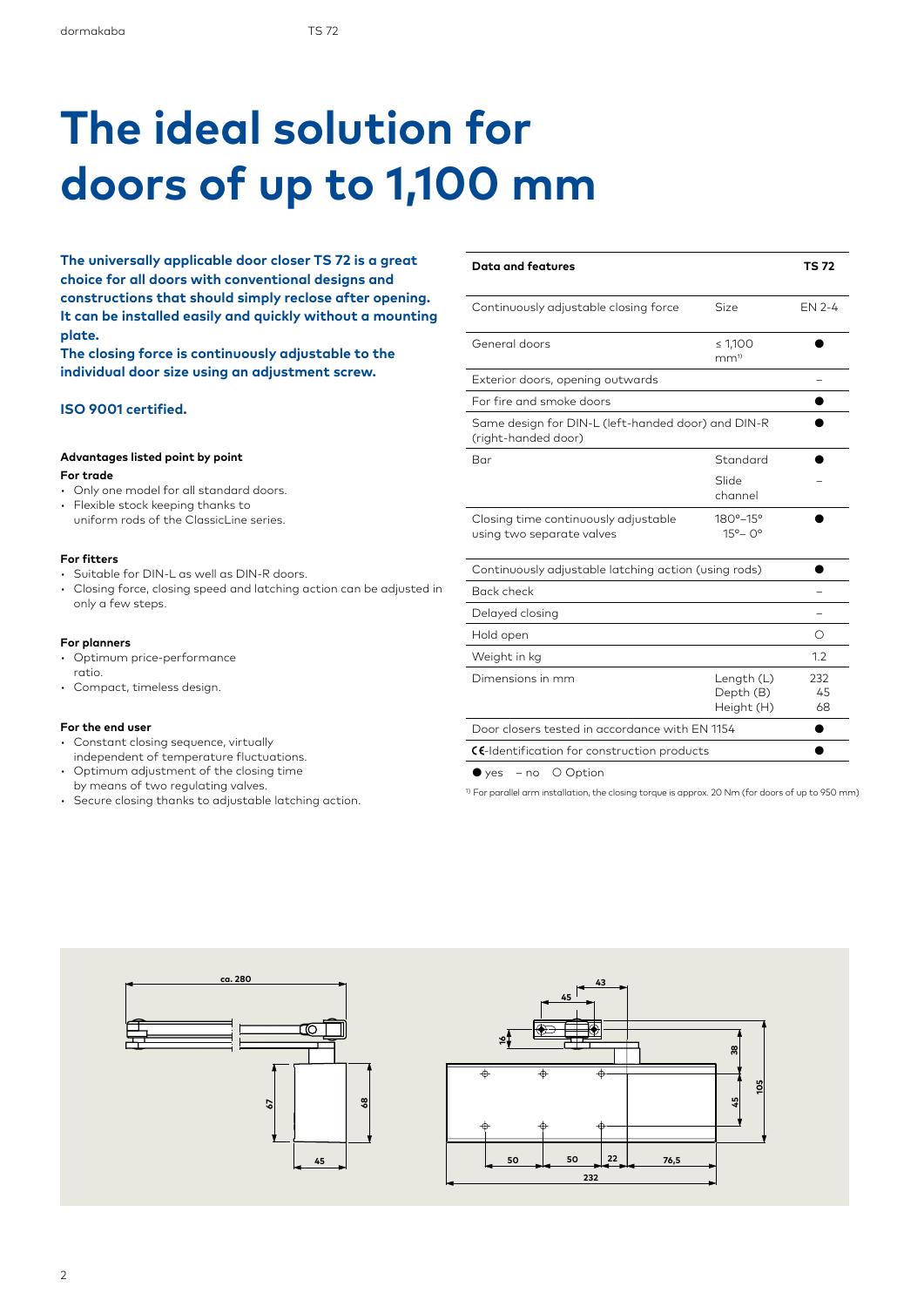# The ideal solution for doors of up to 1,100 mm

**The universally applicable door closer TS 72 is a great choice for all doors with conventional designs and constructions that should simply reclose after opening. It can be installed easily and quickly without a mounting plate.**
**The closing force is continuously adjustable to the individual door size using an adjustment screw.**

**ISO 9001 certified.**

**Advantages listed point by point**

**For trade**
- Only one model for all standard doors.
- Flexible stock keeping thanks to uniform rods of the ClassicLine series.

**For fitters**
- Suitable for DIN-L as well as DIN-R doors.
- Closing force, closing speed and latching action can be adjusted in only a few steps.

**For planners**
- Optimum price-performance ratio.
- Compact, timeless design.

**For the end user**
- Constant closing sequence, virtually independent of temperature fluctuations.
- Optimum adjustment of the closing time by means of two regulating valves.
- Secure closing thanks to adjustable latching action.

| **Data and features** | | **TS 72** |
|---|---|---|
| Continuously adjustable closing force | Size | EN 2-4 |
| General doors | ≤ 1,100 mm[1] | ● |
| Exterior doors, opening outwards | | – |
| For fire and smoke doors | | ● |
| Same design for DIN-L (left-handed door) and DIN-R (right-handed door) | | ● |
| Bar | Standard | ● |
| | Slide channel | – |
| Closing time continuously adjustable using two separate valves | 180°–15° 15°– 0° | ● |
| Continuously adjustable latching action (using rods) | | ● |
| Back check | | – |
| Delayed closing | | – |
| Hold open | | ○ |
| Weight in kg | | 1.2 |
| Dimensions in mm | Length (L) Depth (B) Height (H) | 232 45 68 |
| Door closers tested in accordance with EN 1154 | | ● |
| CE-Identification for construction products | | ● |

● yes – no ○ Option

[1] For parallel arm installation, the closing torque is approx. 20 Nm (for doors of up to 950 mm)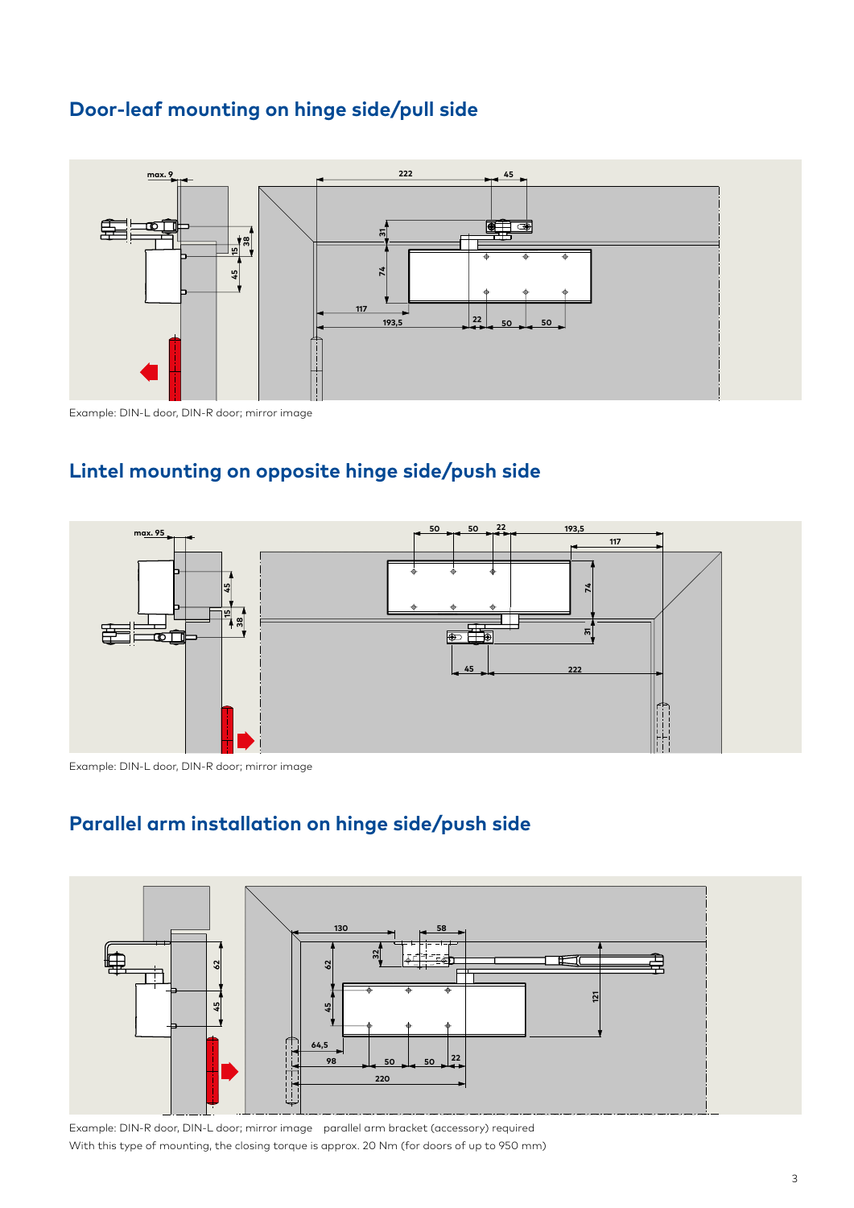## Door-leaf mounting on hinge side/pull side

Example: DIN-L door, DIN-R door; mirror image

## Lintel mounting on opposite hinge side/push side

Example: DIN-L door, DIN-R door; mirror image

## Parallel arm installation on hinge side/push side

Example: DIN-R door, DIN-L door; mirror image parallel arm bracket (accessory) required

With this type of mounting, the closing torque is approx. 20 Nm (for doors of up to 950 mm)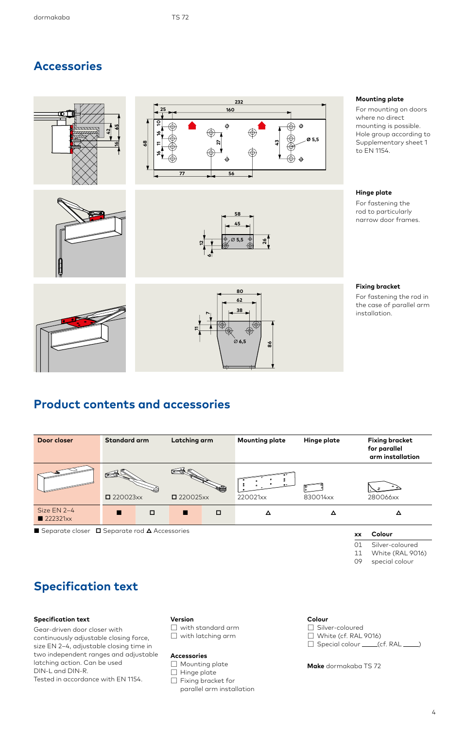## Accessories

### Mounting plate

For mounting on doors where no direct mounting is possible. Hole group according to Supplementary sheet 1 to EN 1154.

### Hinge plate

For fastening the rod to particularly narrow door frames.

### Fixing bracket

For fastening the rod in the case of parallel arm installation.

## Product contents and accessories

| Door closer | Standard arm | | Latching arm | | Mounting plate | Hinge plate | Fixing bracket for parallel arm installation |
|---|---|---|---|---|---|---|---|
| | ☐ 220023xx | | ☐ 220025xx | | 220021xx | 830014xx | 280066xx |
| Size EN 2–4 ■ 222321xx | ■ | ☐ | ■ | ☐ | △ | △ | △ |

■ Separate closer ☐ Separate rod △ Accessories

| xx | Colour |
|---|---|
| 01 | Silver-coloured |
| 11 | White (RAL 9016) |
| 09 | special colour |

## Specification text

### Specification text

Gear-driven door closer with continuously adjustable closing force, size EN 2–4, adjustable closing time in two independent ranges and adjustable latching action. Can be used DIN-L and DIN-R.
Tested in accordance with EN 1154.

### Version

☐ with standard arm
☐ with latching arm

### Accessories

☐ Mounting plate
☐ Hinge plate
☐ Fixing bracket for parallel arm installation

### Colour

☐ Silver-coloured
☐ White (cf. RAL 9016)
☐ Special colour ____(cf. RAL ____)

**Make** dormakaba TS 72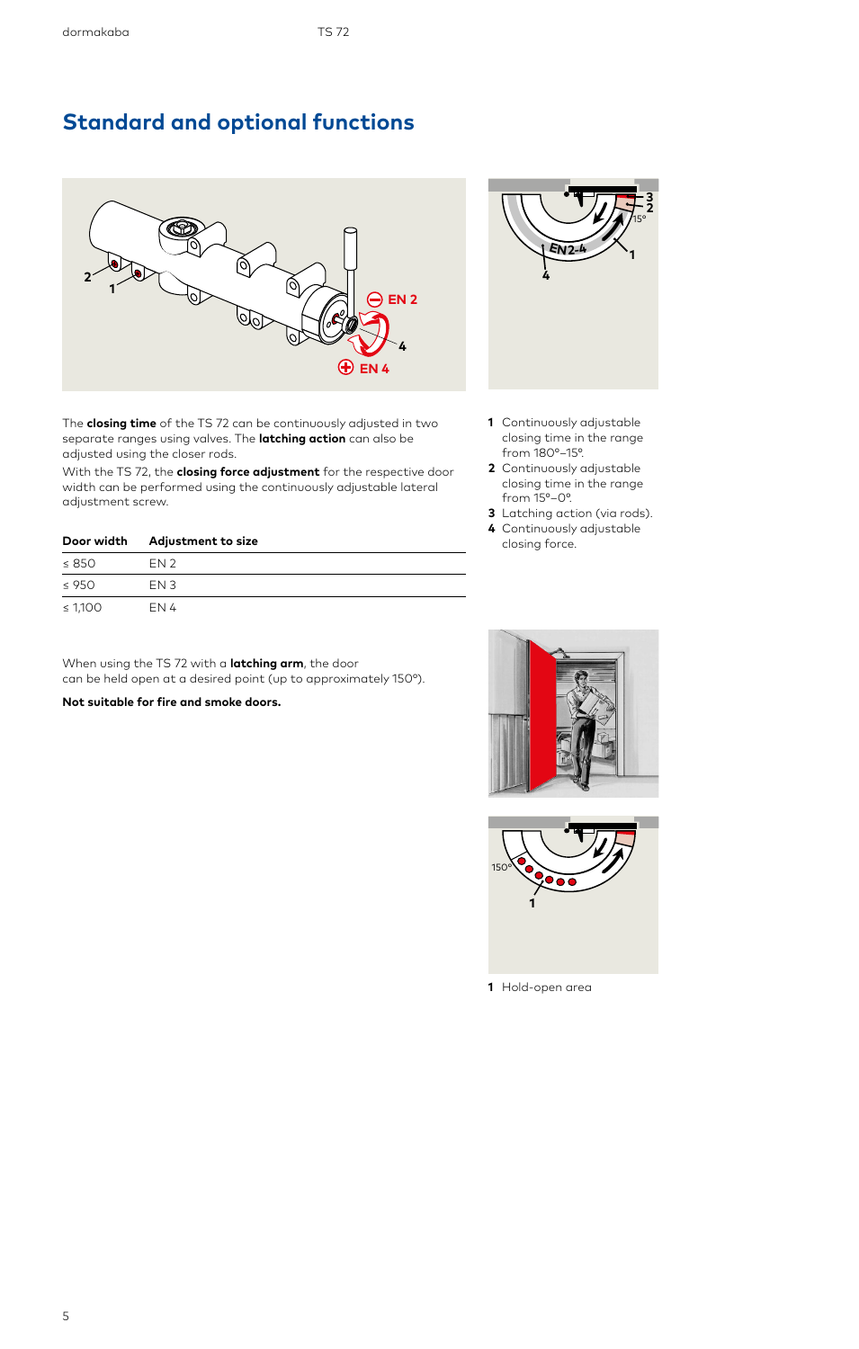# Standard and optional functions

The **closing time** of the TS 72 can be continuously adjusted in two separate ranges using valves. The **latching action** can also be adjusted using the closer rods.

With the TS 72, the **closing force adjustment** for the respective door width can be performed using the continuously adjustable lateral adjustment screw.

| Door width | Adjustment to size |
|---|---|
| ≤ 850 | EN 2 |
| ≤ 950 | EN 3 |
| ≤ 1,100 | EN 4 |

1 Continuously adjustable closing time in the range from 180°–15°.
2 Continuously adjustable closing time in the range from 15°–0°.
3 Latching action (via rods).
4 Continuously adjustable closing force.

When using the TS 72 with a **latching arm**, the door can be held open at a desired point (up to approximately 150°).

**Not suitable for fire and smoke doors.**

1 Hold-open area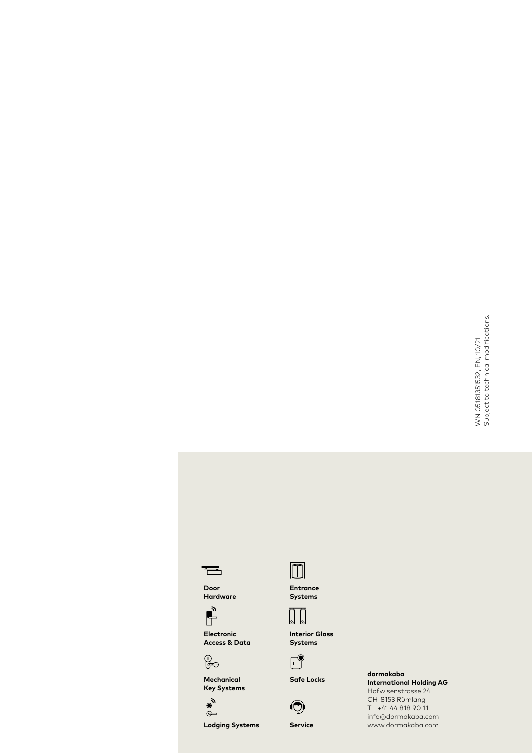WN 05181351532, EN, 10/21
Subject to technical modifications.

**Door Hardware**

**Entrance Systems**

**Electronic Access & Data**

**Interior Glass Systems**

**Mechanical Key Systems**

**Safe Locks**

**Lodging Systems**

**Service**

**dormakaba**
**International Holding AG**
Hofwisenstrasse 24
CH-8153 Rümlang
T +41 44 818 90 11
info@dormakaba.com
www.dormakaba.com